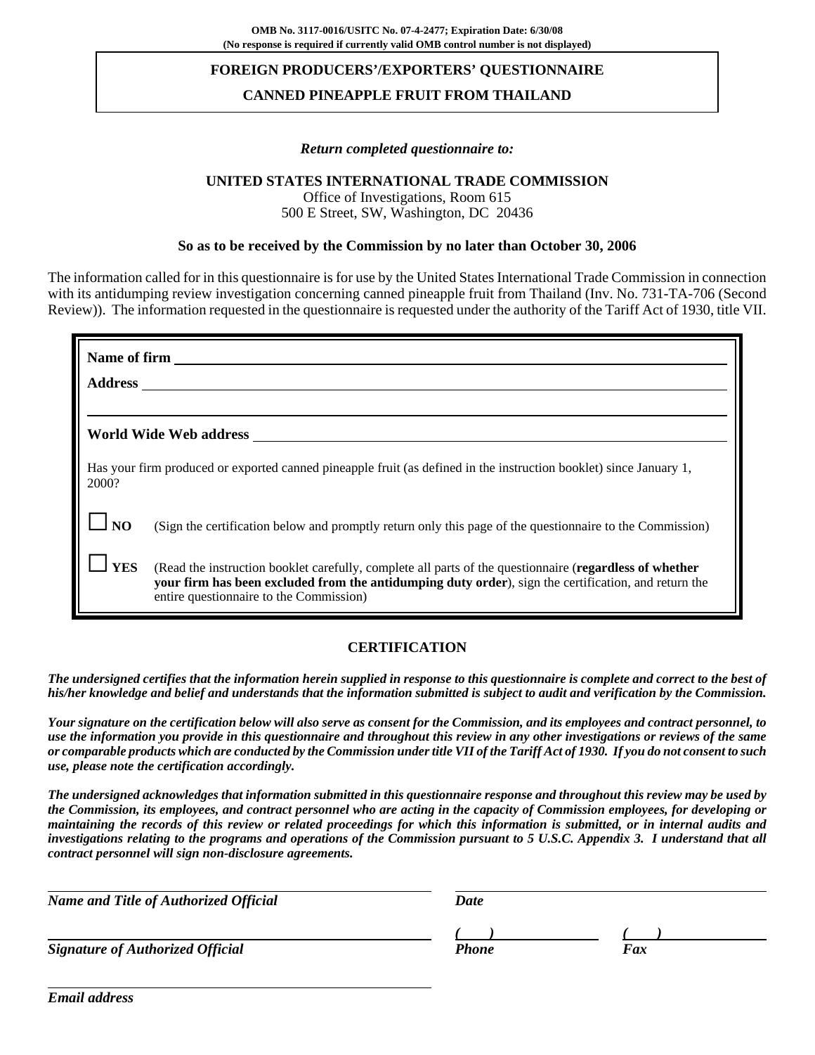**OMB No. 3117-0016/USITC No. 07-4-2477; Expiration Date: 6/30/08**
**(No response is required if currently valid OMB control number is not displayed)**

# FOREIGN PRODUCERS'/EXPORTERS' QUESTIONNAIRE

# CANNED PINEAPPLE FRUIT FROM THAILAND

*Return completed questionnaire to:*

**UNITED STATES INTERNATIONAL TRADE COMMISSION**
Office of Investigations, Room 615
500 E Street, SW, Washington, DC 20436

**So as to be received by the Commission by no later than October 30, 2006**

The information called for in this questionnaire is for use by the United States International Trade Commission in connection with its antidumping review investigation concerning canned pineapple fruit from Thailand (Inv. No. 731-TA-706 (Second Review)). The information requested in the questionnaire is requested under the authority of the Tariff Act of 1930, title VII.

**Name of firm** ______________________________

**Address** ______________________________

______________________________

**World Wide Web address** ______________________________

Has your firm produced or exported canned pineapple fruit (as defined in the instruction booklet) since January 1, 2000?

☐ **NO** (Sign the certification below and promptly return only this page of the questionnaire to the Commission)

☐ **YES** (Read the instruction booklet carefully, complete all parts of the questionnaire (**regardless of whether your firm has been excluded from the antidumping duty order**), sign the certification, and return the entire questionnaire to the Commission)

## CERTIFICATION

***The undersigned certifies that the information herein supplied in response to this questionnaire is complete and correct to the best of his/her knowledge and belief and understands that the information submitted is subject to audit and verification by the Commission.***

***Your signature on the certification below will also serve as consent for the Commission, and its employees and contract personnel, to use the information you provide in this questionnaire and throughout this review in any other investigations or reviews of the same or comparable products which are conducted by the Commission under title VII of the Tariff Act of 1930. If you do not consent to such use, please note the certification accordingly.***

***The undersigned acknowledges that information submitted in this questionnaire response and throughout this review may be used by the Commission, its employees, and contract personnel who are acting in the capacity of Commission employees, for developing or maintaining the records of this review or related proceedings for which this information is submitted, or in internal audits and investigations relating to the programs and operations of the Commission pursuant to 5 U.S.C. Appendix 3. I understand that all contract personnel will sign non-disclosure agreements.***

______________________________ ______________________________
***Name and Title of Authorized Official*** ***Date***

______________________________ ( ) ______________ ( ) ______________
***Signature of Authorized Official*** ***Phone*** ***Fax***

______________________________
***Email address***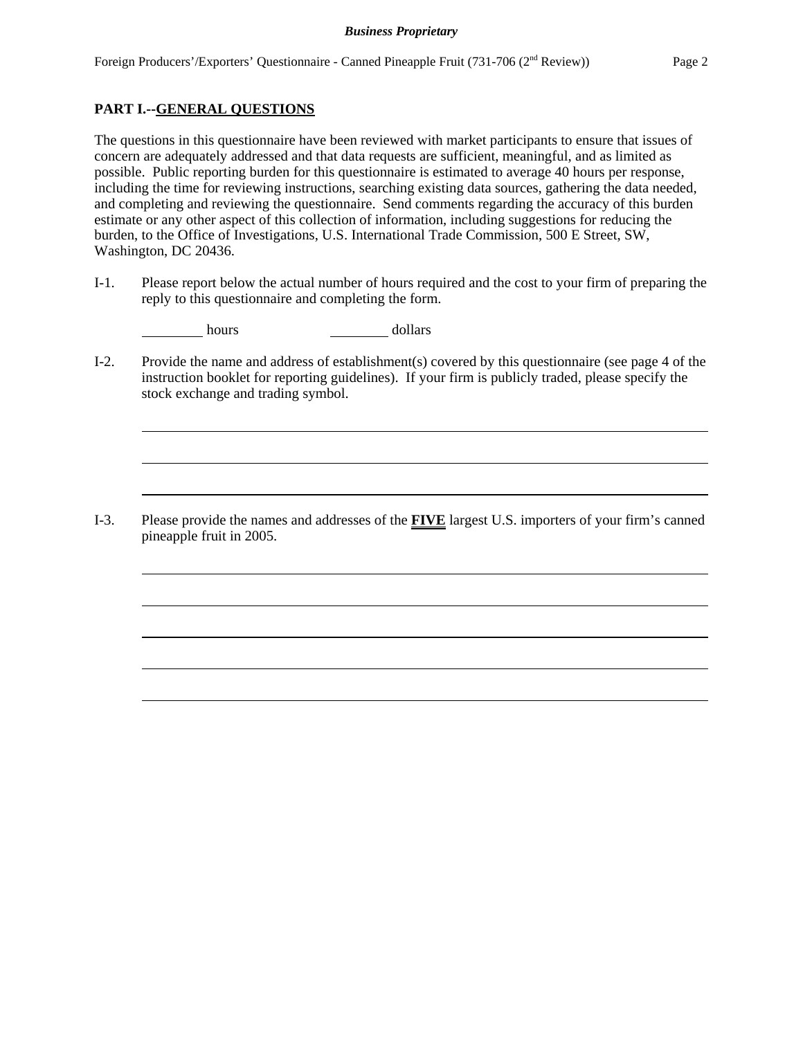## PART I.--GENERAL QUESTIONS

The questions in this questionnaire have been reviewed with market participants to ensure that issues of concern are adequately addressed and that data requests are sufficient, meaningful, and as limited as possible. Public reporting burden for this questionnaire is estimated to average 40 hours per response, including the time for reviewing instructions, searching existing data sources, gathering the data needed, and completing and reviewing the questionnaire. Send comments regarding the accuracy of this burden estimate or any other aspect of this collection of information, including suggestions for reducing the burden, to the Office of Investigations, U.S. International Trade Commission, 500 E Street, SW, Washington, DC 20436.

I-1. Please report below the actual number of hours required and the cost to your firm of preparing the reply to this questionnaire and completing the form.

________ hours ________ dollars

I-2. Provide the name and address of establishment(s) covered by this questionnaire (see page 4 of the instruction booklet for reporting guidelines). If your firm is publicly traded, please specify the stock exchange and trading symbol.

________________________________________________________________________

________________________________________________________________________

________________________________________________________________________

I-3. Please provide the names and addresses of the **FIVE** largest U.S. importers of your firm's canned pineapple fruit in 2005.

________________________________________________________________________

________________________________________________________________________

________________________________________________________________________

________________________________________________________________________

________________________________________________________________________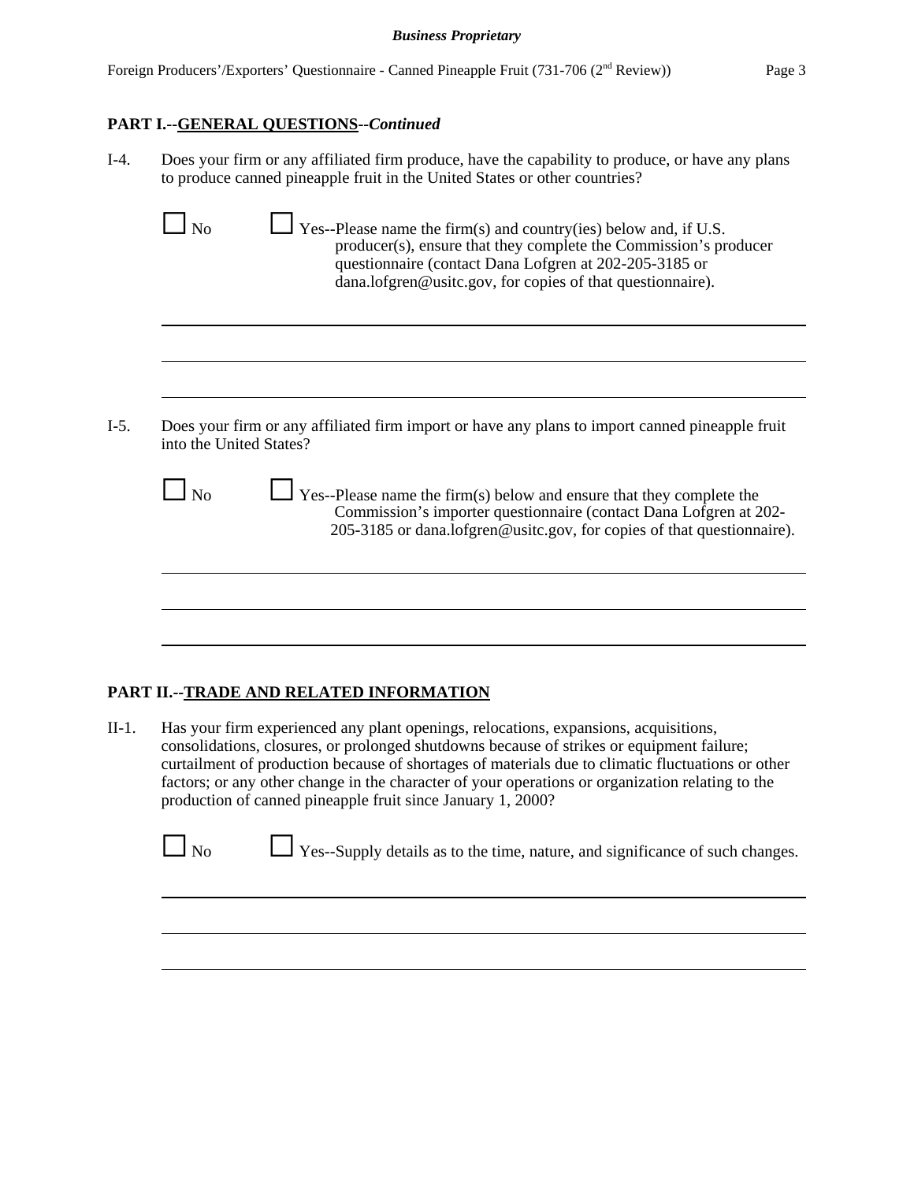## PART I.--GENERAL QUESTIONS--*Continued*

I-4. Does your firm or any affiliated firm produce, have the capability to produce, or have any plans to produce canned pineapple fruit in the United States or other countries?

☐ No ☐ Yes--Please name the firm(s) and country(ies) below and, if U.S. producer(s), ensure that they complete the Commission's producer questionnaire (contact Dana Lofgren at 202-205-3185 or dana.lofgren@usitc.gov, for copies of that questionnaire).

I-5. Does your firm or any affiliated firm import or have any plans to import canned pineapple fruit into the United States?

☐ No ☐ Yes--Please name the firm(s) below and ensure that they complete the Commission's importer questionnaire (contact Dana Lofgren at 202-205-3185 or dana.lofgren@usitc.gov, for copies of that questionnaire).

## PART II.--TRADE AND RELATED INFORMATION

II-1. Has your firm experienced any plant openings, relocations, expansions, acquisitions, consolidations, closures, or prolonged shutdowns because of strikes or equipment failure; curtailment of production because of shortages of materials due to climatic fluctuations or other factors; or any other change in the character of your operations or organization relating to the production of canned pineapple fruit since January 1, 2000?

☐ No ☐ Yes--Supply details as to the time, nature, and significance of such changes.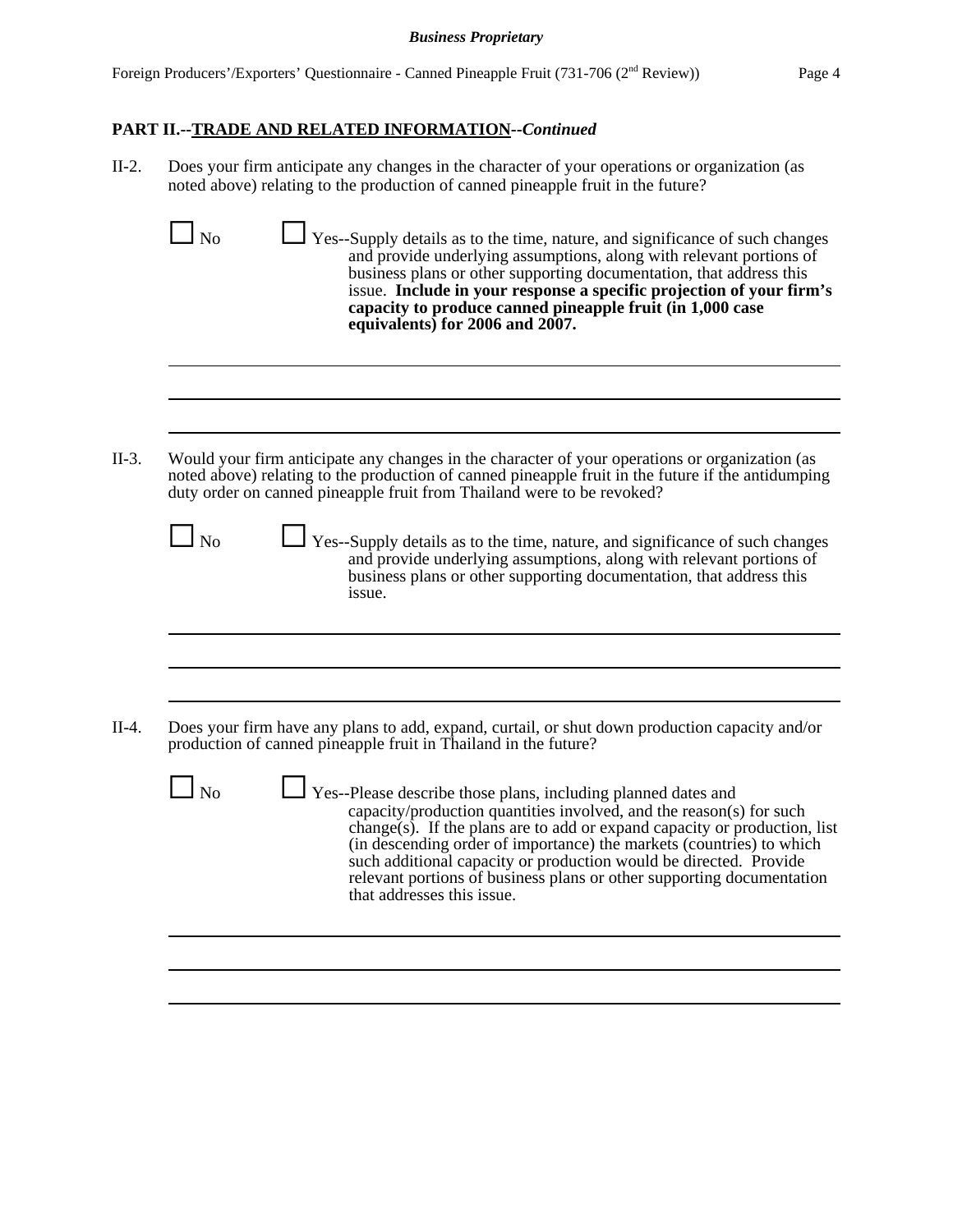## PART II.--TRADE AND RELATED INFORMATION--*Continued*

II-2. Does your firm anticipate any changes in the character of your operations or organization (as noted above) relating to the production of canned pineapple fruit in the future?

☐ No ☐ Yes--Supply details as to the time, nature, and significance of such changes and provide underlying assumptions, along with relevant portions of business plans or other supporting documentation, that address this issue. **Include in your response a specific projection of your firm's capacity to produce canned pineapple fruit (in 1,000 case equivalents) for 2006 and 2007.**

______________________________________________________________________

______________________________________________________________________

______________________________________________________________________

II-3. Would your firm anticipate any changes in the character of your operations or organization (as noted above) relating to the production of canned pineapple fruit in the future if the antidumping duty order on canned pineapple fruit from Thailand were to be revoked?

☐ No ☐ Yes--Supply details as to the time, nature, and significance of such changes and provide underlying assumptions, along with relevant portions of business plans or other supporting documentation, that address this issue.

______________________________________________________________________

______________________________________________________________________

______________________________________________________________________

II-4. Does your firm have any plans to add, expand, curtail, or shut down production capacity and/or production of canned pineapple fruit in Thailand in the future?

☐ No ☐ Yes--Please describe those plans, including planned dates and capacity/production quantities involved, and the reason(s) for such change(s). If the plans are to add or expand capacity or production, list (in descending order of importance) the markets (countries) to which such additional capacity or production would be directed. Provide relevant portions of business plans or other supporting documentation that addresses this issue.

______________________________________________________________________

______________________________________________________________________

______________________________________________________________________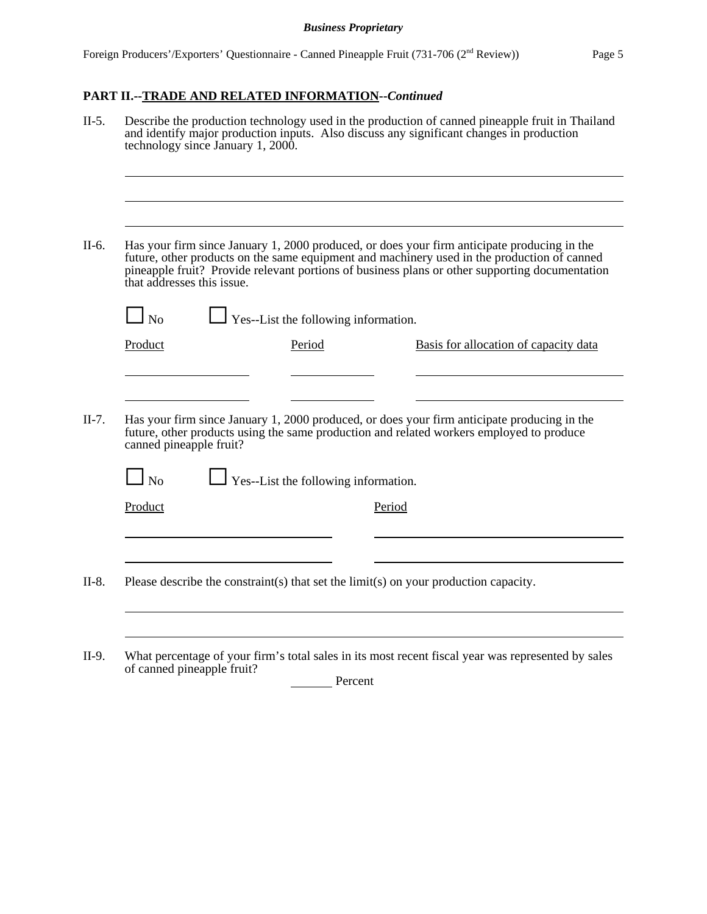**PART II.--TRADE AND RELATED INFORMATION--*Continued***

II-5. Describe the production technology used in the production of canned pineapple fruit in Thailand and identify major production inputs. Also discuss any significant changes in production technology since January 1, 2000.

II-6. Has your firm since January 1, 2000 produced, or does your firm anticipate producing in the future, other products on the same equipment and machinery used in the production of canned pineapple fruit? Provide relevant portions of business plans or other supporting documentation that addresses this issue.

☐ No ☐ Yes--List the following information.

| Product | Period | Basis for allocation of capacity data |
|---|---|---|
| | | |
| | | |

II-7. Has your firm since January 1, 2000 produced, or does your firm anticipate producing in the future, other products using the same production and related workers employed to produce canned pineapple fruit?

☐ No ☐ Yes--List the following information.

| Product | Period |
|---|---|
| | |
| | |

II-8. Please describe the constraint(s) that set the limit(s) on your production capacity.

II-9. What percentage of your firm's total sales in its most recent fiscal year was represented by sales of canned pineapple fruit?

_______ Percent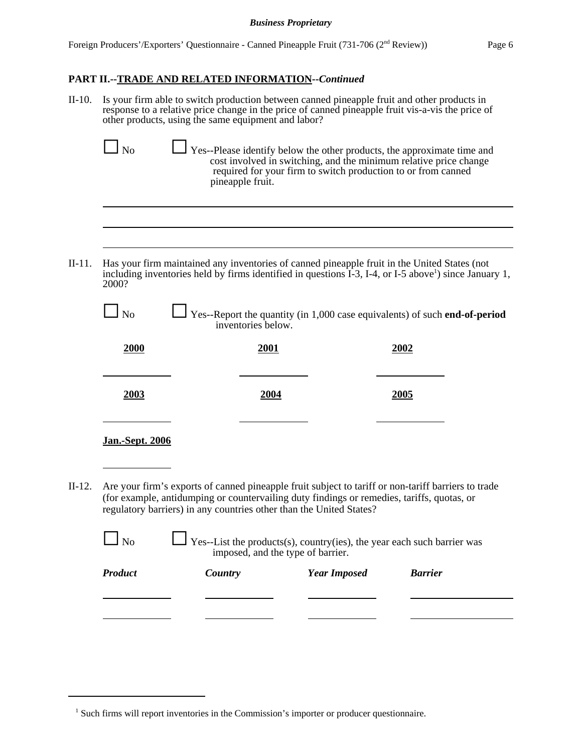## PART II.--TRADE AND RELATED INFORMATION--*Continued*

II-10. Is your firm able to switch production between canned pineapple fruit and other products in response to a relative price change in the price of canned pineapple fruit vis-a-vis the price of other products, using the same equipment and labor?

☐ No ☐ Yes--Please identify below the other products, the approximate time and cost involved in switching, and the minimum relative price change required for your firm to switch production to or from canned pineapple fruit.

\_\_\_\_\_\_\_\_\_\_\_\_\_\_\_\_\_\_\_\_\_\_\_\_\_\_\_\_\_\_\_\_\_\_\_\_\_\_\_\_\_\_\_\_\_\_\_\_\_\_\_\_\_\_\_\_\_\_\_\_\_\_\_\_\_\_

\_\_\_\_\_\_\_\_\_\_\_\_\_\_\_\_\_\_\_\_\_\_\_\_\_\_\_\_\_\_\_\_\_\_\_\_\_\_\_\_\_\_\_\_\_\_\_\_\_\_\_\_\_\_\_\_\_\_\_\_\_\_\_\_\_\_

\_\_\_\_\_\_\_\_\_\_\_\_\_\_\_\_\_\_\_\_\_\_\_\_\_\_\_\_\_\_\_\_\_\_\_\_\_\_\_\_\_\_\_\_\_\_\_\_\_\_\_\_\_\_\_\_\_\_\_\_\_\_\_\_\_\_

II-11. Has your firm maintained any inventories of canned pineapple fruit in the United States (not including inventories held by firms identified in questions I-3, I-4, or I-5 above[1]) since January 1, 2000?

☐ No ☐ Yes--Report the quantity (in 1,000 case equivalents) of such **end-of-period** inventories below.

| 2000 | 2001 | 2002 |
|---|---|---|
| | | |

| 2003 | 2004 | 2005 |
|---|---|---|
| | | |

| Jan.-Sept. 2006 |
|---|
| |

II-12. Are your firm's exports of canned pineapple fruit subject to tariff or non-tariff barriers to trade (for example, antidumping or countervailing duty findings or remedies, tariffs, quotas, or regulatory barriers) in any countries other than the United States?

☐ No ☐ Yes--List the products(s), country(ies), the year each such barrier was imposed, and the type of barrier.

| *Product* | *Country* | *Year Imposed* | *Barrier* |
|---|---|---|---|
| | | | |
| | | | |

[1] Such firms will report inventories in the Commission's importer or producer questionnaire.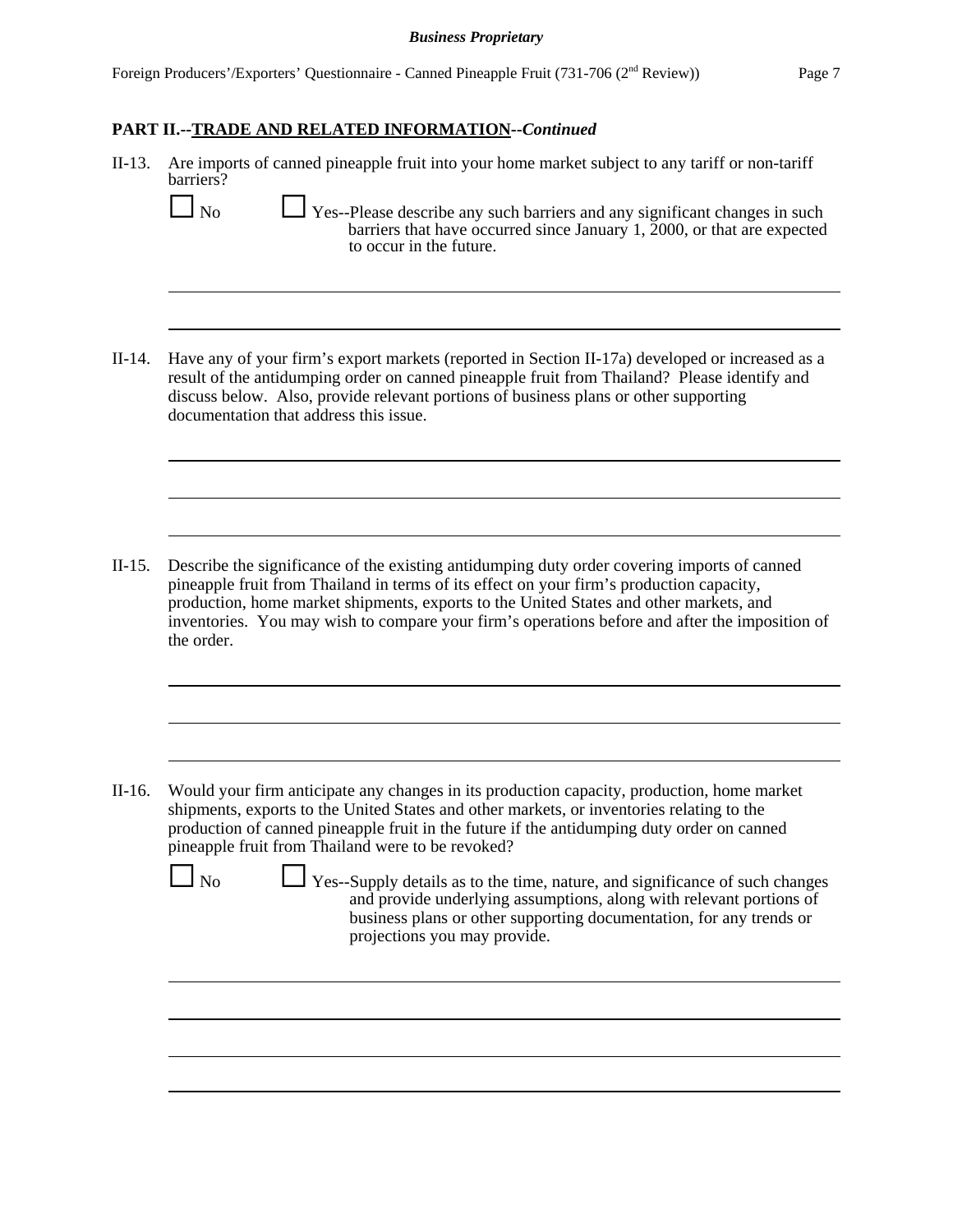## PART II.--TRADE AND RELATED INFORMATION--*Continued*

II-13. Are imports of canned pineapple fruit into your home market subject to any tariff or non-tariff barriers?

☐ No ☐ Yes--Please describe any such barriers and any significant changes in such barriers that have occurred since January 1, 2000, or that are expected to occur in the future.

II-14. Have any of your firm's export markets (reported in Section II-17a) developed or increased as a result of the antidumping order on canned pineapple fruit from Thailand? Please identify and discuss below. Also, provide relevant portions of business plans or other supporting documentation that address this issue.

II-15. Describe the significance of the existing antidumping duty order covering imports of canned pineapple fruit from Thailand in terms of its effect on your firm's production capacity, production, home market shipments, exports to the United States and other markets, and inventories. You may wish to compare your firm's operations before and after the imposition of the order.

II-16. Would your firm anticipate any changes in its production capacity, production, home market shipments, exports to the United States and other markets, or inventories relating to the production of canned pineapple fruit in the future if the antidumping duty order on canned pineapple fruit from Thailand were to be revoked?

☐ No ☐ Yes--Supply details as to the time, nature, and significance of such changes and provide underlying assumptions, along with relevant portions of business plans or other supporting documentation, for any trends or projections you may provide.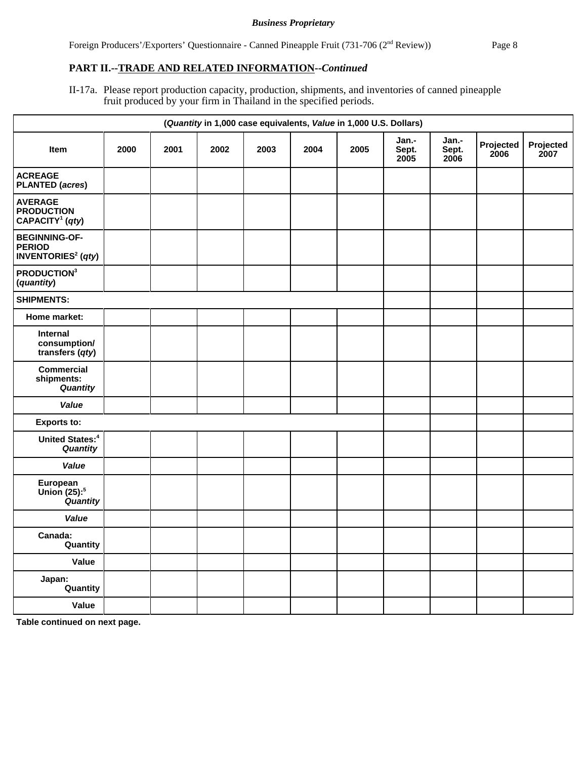***Business Proprietary***

Foreign Producers'/Exporters' Questionnaire - Canned Pineapple Fruit (731-706 (2nd Review))

## PART II.--TRADE AND RELATED INFORMATION--*Continued*

II-17a. Please report production capacity, production, shipments, and inventories of canned pineapple fruit produced by your firm in Thailand in the specified periods.

| (*Quantity* in 1,000 case equivalents, *Value* in 1,000 U.S. Dollars) | | | | | | | | | | |
|---|---|---|---|---|---|---|---|---|---|---|
| **Item** | **2000** | **2001** | **2002** | **2003** | **2004** | **2005** | **Jan.-Sept. 2005** | **Jan.-Sept. 2006** | **Projected 2006** | **Projected 2007** |
| **ACREAGE PLANTED (*acres*)** | | | | | | | | | | |
| **AVERAGE PRODUCTION CAPACITY[1] (*qty*)** | | | | | | | | | | |
| **BEGINNING-OF-PERIOD INVENTORIES[2] (*qty*)** | | | | | | | | | | |
| **PRODUCTION[3] (*quantity*)** | | | | | | | | | | |
| **SHIPMENTS:** | | | | | | | | | | |
| **Home market:** | | | | | | | | | | |
| **Internal consumption/ transfers (*qty*)** | | | | | | | | | | |
| **Commercial shipments: *Quantity*** | | | | | | | | | | |
| ***Value*** | | | | | | | | | | |
| **Exports to:** | | | | | | | | | | |
| **United States:[4] *Quantity*** | | | | | | | | | | |
| ***Value*** | | | | | | | | | | |
| **European Union (25):[5] *Quantity*** | | | | | | | | | | |
| ***Value*** | | | | | | | | | | |
| **Canada: Quantity** | | | | | | | | | | |
| **Value** | | | | | | | | | | |
| **Japan: Quantity** | | | | | | | | | | |
| **Value** | | | | | | | | | | |

**Table continued on next page.**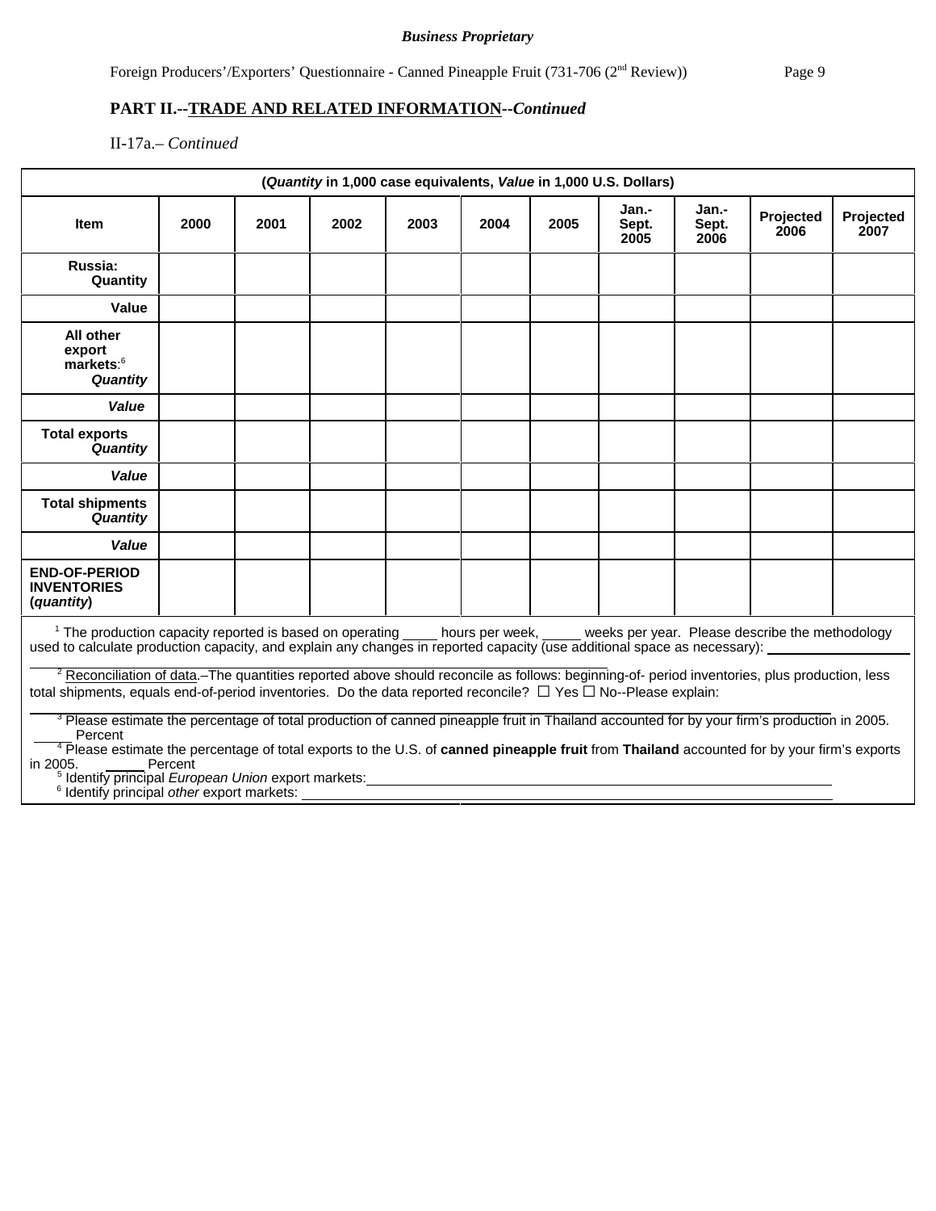**PART II.--TRADE AND RELATED INFORMATION--*Continued***

II-17a.– *Continued*

| (*Quantity* in 1,000 case equivalents, *Value* in 1,000 U.S. Dollars) | | | | | | | | | | |
|---|---|---|---|---|---|---|---|---|---|---|
| **Item** | **2000** | **2001** | **2002** | **2003** | **2004** | **2005** | **Jan.-Sept. 2005** | **Jan.-Sept. 2006** | **Projected 2006** | **Projected 2007** |
| **Russia: Quantity** | | | | | | | | | | |
| **Value** | | | | | | | | | | |
| **All other export markets:**[6] ***Quantity*** | | | | | | | | | | |
| ***Value*** | | | | | | | | | | |
| **Total exports *Quantity*** | | | | | | | | | | |
| ***Value*** | | | | | | | | | | |
| **Total shipments *Quantity*** | | | | | | | | | | |
| ***Value*** | | | | | | | | | | |
| **END-OF-PERIOD INVENTORIES (*quantity*)** | | | | | | | | | | |

[1] The production capacity reported is based on operating ____ hours per week, _____ weeks per year. Please describe the methodology used to calculate production capacity, and explain any changes in reported capacity (use additional space as necessary): ________________

[2] Reconciliation of data.–The quantities reported above should reconcile as follows: beginning-of- period inventories, plus production, less total shipments, equals end-of-period inventories. Do the data reported reconcile? ☐ Yes ☐ No--Please explain: ________________

[3] Please estimate the percentage of total production of canned pineapple fruit in Thailand accounted for by your firm's production in 2005. _____ Percent

[4] Please estimate the percentage of total exports to the U.S. of **canned pineapple fruit** from **Thailand** accounted for by your firm's exports in 2005. _____ Percent

[5] Identify principal *European Union* export markets: ________________

[6] Identify principal *other* export markets: ________________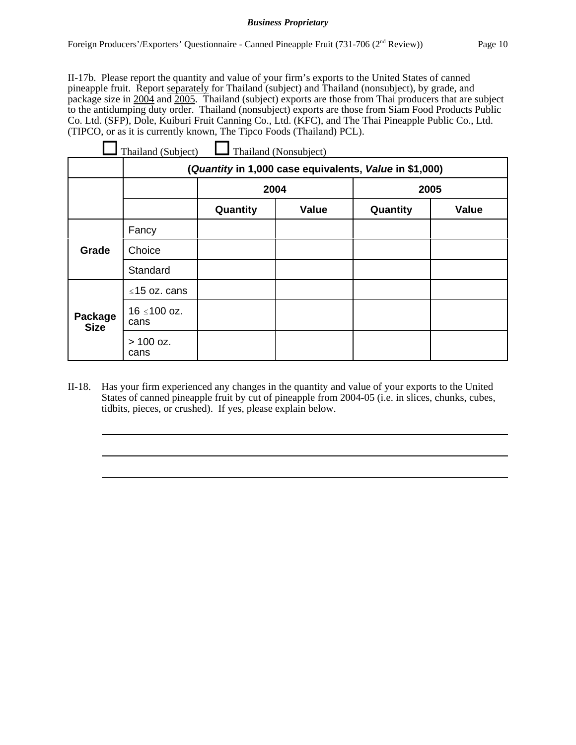II-17b. Please report the quantity and value of your firm's exports to the United States of canned pineapple fruit. Report separately for Thailand (subject) and Thailand (nonsubject), by grade, and package size in 2004 and 2005. Thailand (subject) exports are those from Thai producers that are subject to the antidumping duty order. Thailand (nonsubject) exports are those from Siam Food Products Public Co. Ltd. (SFP), Dole, Kuiburi Fruit Canning Co., Ltd. (KFC), and The Thai Pineapple Public Co., Ltd. (TIPCO, or as it is currently known, The Tipco Foods (Thailand) PCL).

☐ Thailand (Subject) ☐ Thailand (Nonsubject)

| | | (*Quantity* in 1,000 case equivalents, *Value* in $1,000) | | | |
|---|---|---|---|---|---|
| | | **2004** | | **2005** | |
| | | **Quantity** | **Value** | **Quantity** | **Value** |
| **Grade** | Fancy | | | | |
| | Choice | | | | |
| | Standard | | | | |
| **Package Size** | ≤15 oz. cans | | | | |
| | 16 ≤100 oz. cans | | | | |
| | > 100 oz. cans | | | | |

II-18. Has your firm experienced any changes in the quantity and value of your exports to the United States of canned pineapple fruit by cut of pineapple from 2004-05 (i.e. in slices, chunks, cubes, tidbits, pieces, or crushed). If yes, please explain below.

______________________________________________________________________

______________________________________________________________________

______________________________________________________________________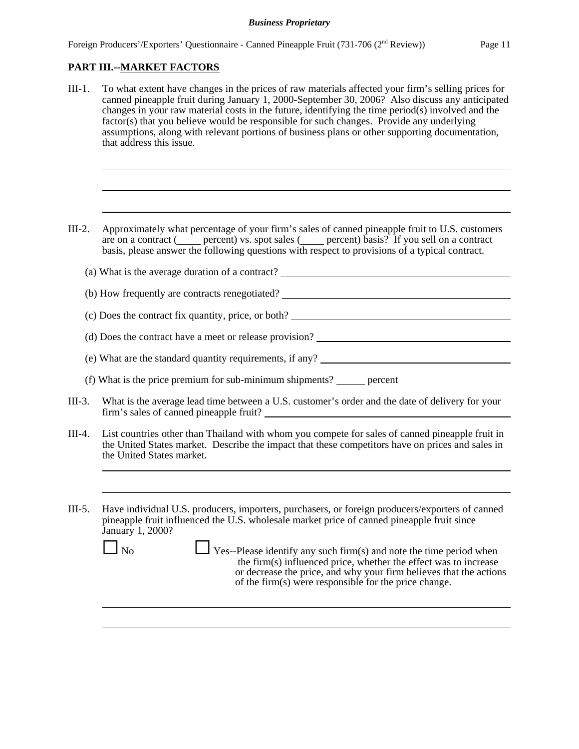## PART III.--MARKET FACTORS

III-1. To what extent have changes in the prices of raw materials affected your firm's selling prices for canned pineapple fruit during January 1, 2000-September 30, 2006? Also discuss any anticipated changes in your raw material costs in the future, identifying the time period(s) involved and the factor(s) that you believe would be responsible for such changes. Provide any underlying assumptions, along with relevant portions of business plans or other supporting documentation, that address this issue.

______________________________________________________________________

______________________________________________________________________

______________________________________________________________________

III-2. Approximately what percentage of your firm's sales of canned pineapple fruit to U.S. customers are on a contract (____ percent) vs. spot sales (____ percent) basis? If you sell on a contract basis, please answer the following questions with respect to provisions of a typical contract.

(a) What is the average duration of a contract? ______________________________

(b) How frequently are contracts renegotiated? ______________________________

(c) Does the contract fix quantity, price, or both? ______________________________

(d) Does the contract have a meet or release provision? ______________________________

(e) What are the standard quantity requirements, if any? ______________________________

(f) What is the price premium for sub-minimum shipments? _____ percent

III-3. What is the average lead time between a U.S. customer's order and the date of delivery for your firm's sales of canned pineapple fruit? ______________________________

III-4. List countries other than Thailand with whom you compete for sales of canned pineapple fruit in the United States market. Describe the impact that these competitors have on prices and sales in the United States market.

______________________________________________________________________

______________________________________________________________________

III-5. Have individual U.S. producers, importers, purchasers, or foreign producers/exporters of canned pineapple fruit influenced the U.S. wholesale market price of canned pineapple fruit since January 1, 2000?

☐ No ☐ Yes--Please identify any such firm(s) and note the time period when the firm(s) influenced price, whether the effect was to increase or decrease the price, and why your firm believes that the actions of the firm(s) were responsible for the price change.

______________________________________________________________________

______________________________________________________________________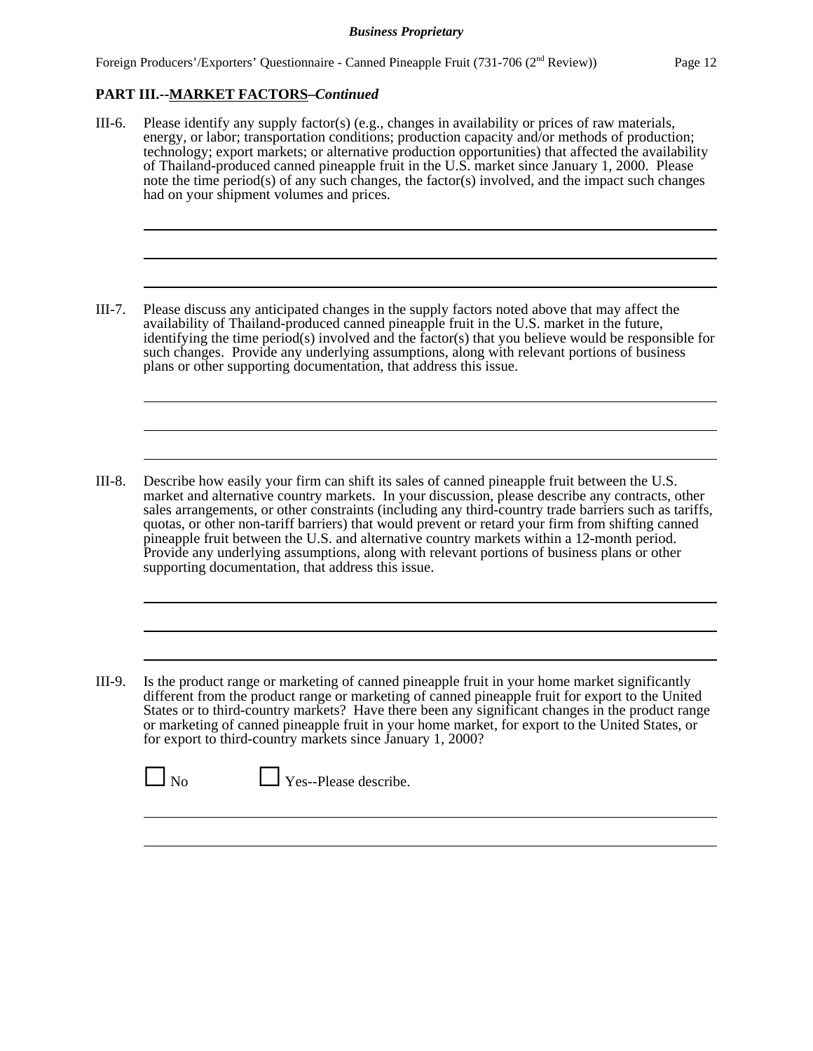## PART III.--MARKET FACTORS–*Continued*

III-6. Please identify any supply factor(s) (e.g., changes in availability or prices of raw materials, energy, or labor; transportation conditions; production capacity and/or methods of production; technology; export markets; or alternative production opportunities) that affected the availability of Thailand-produced canned pineapple fruit in the U.S. market since January 1, 2000. Please note the time period(s) of any such changes, the factor(s) involved, and the impact such changes had on your shipment volumes and prices.

III-7. Please discuss any anticipated changes in the supply factors noted above that may affect the availability of Thailand-produced canned pineapple fruit in the U.S. market in the future, identifying the time period(s) involved and the factor(s) that you believe would be responsible for such changes. Provide any underlying assumptions, along with relevant portions of business plans or other supporting documentation, that address this issue.

III-8. Describe how easily your firm can shift its sales of canned pineapple fruit between the U.S. market and alternative country markets. In your discussion, please describe any contracts, other sales arrangements, or other constraints (including any third-country trade barriers such as tariffs, quotas, or other non-tariff barriers) that would prevent or retard your firm from shifting canned pineapple fruit between the U.S. and alternative country markets within a 12-month period. Provide any underlying assumptions, along with relevant portions of business plans or other supporting documentation, that address this issue.

III-9. Is the product range or marketing of canned pineapple fruit in your home market significantly different from the product range or marketing of canned pineapple fruit for export to the United States or to third-country markets? Have there been any significant changes in the product range or marketing of canned pineapple fruit in your home market, for export to the United States, or for export to third-country markets since January 1, 2000?

☐ No ☐ Yes--Please describe.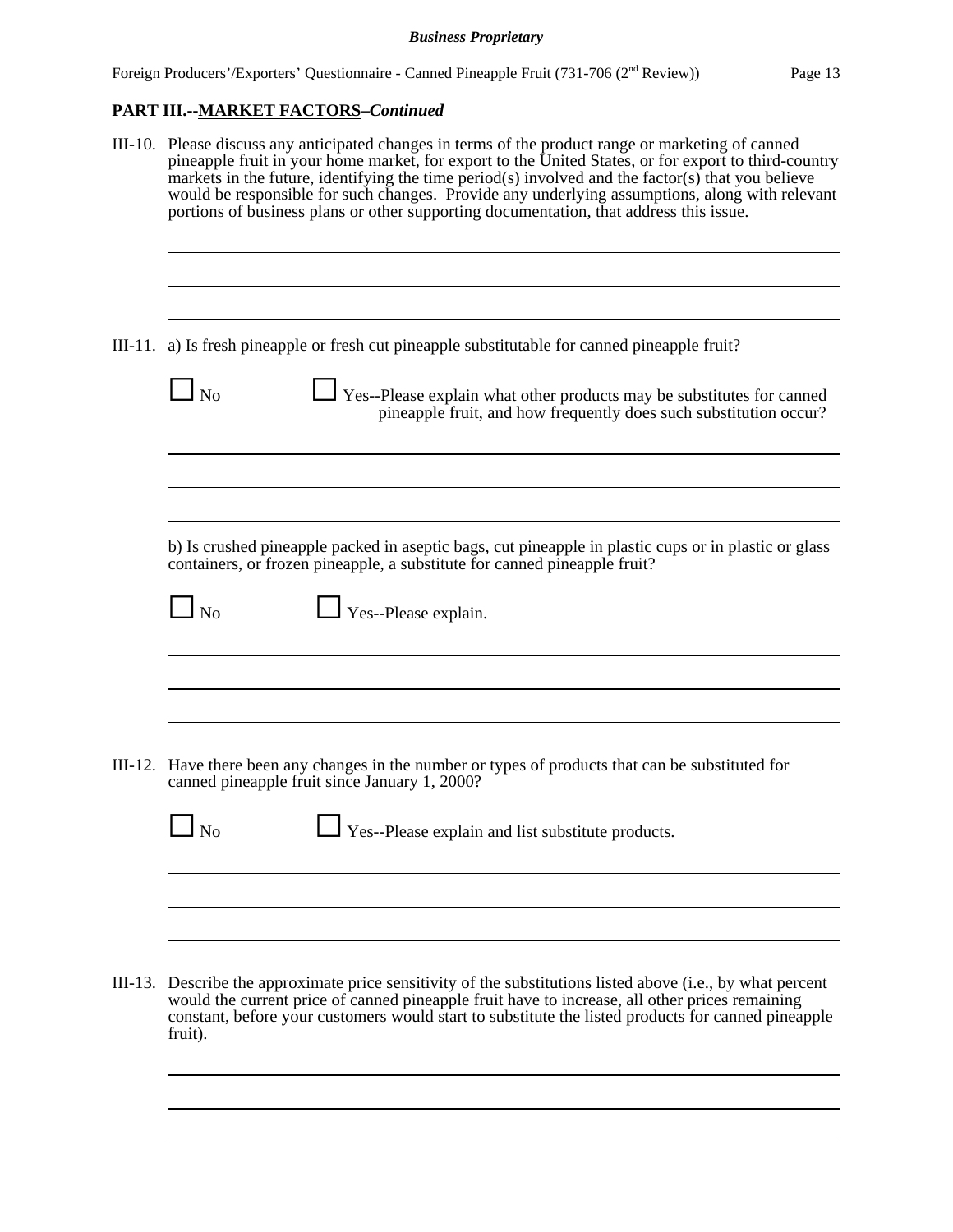## PART III.--MARKET FACTORS–*Continued*

III-10. Please discuss any anticipated changes in terms of the product range or marketing of canned pineapple fruit in your home market, for export to the United States, or for export to third-country markets in the future, identifying the time period(s) involved and the factor(s) that you believe would be responsible for such changes. Provide any underlying assumptions, along with relevant portions of business plans or other supporting documentation, that address this issue.

______________________________________________________________________________

______________________________________________________________________________

______________________________________________________________________________

III-11. a) Is fresh pineapple or fresh cut pineapple substitutable for canned pineapple fruit?

☐ No ☐ Yes--Please explain what other products may be substitutes for canned pineapple fruit, and how frequently does such substitution occur?

______________________________________________________________________________

______________________________________________________________________________

______________________________________________________________________________

b) Is crushed pineapple packed in aseptic bags, cut pineapple in plastic cups or in plastic or glass containers, or frozen pineapple, a substitute for canned pineapple fruit?

☐ No ☐ Yes--Please explain.

______________________________________________________________________________

______________________________________________________________________________

______________________________________________________________________________

III-12. Have there been any changes in the number or types of products that can be substituted for canned pineapple fruit since January 1, 2000?

☐ No ☐ Yes--Please explain and list substitute products.

______________________________________________________________________________

______________________________________________________________________________

______________________________________________________________________________

III-13. Describe the approximate price sensitivity of the substitutions listed above (i.e., by what percent would the current price of canned pineapple fruit have to increase, all other prices remaining constant, before your customers would start to substitute the listed products for canned pineapple fruit).

______________________________________________________________________________

______________________________________________________________________________

______________________________________________________________________________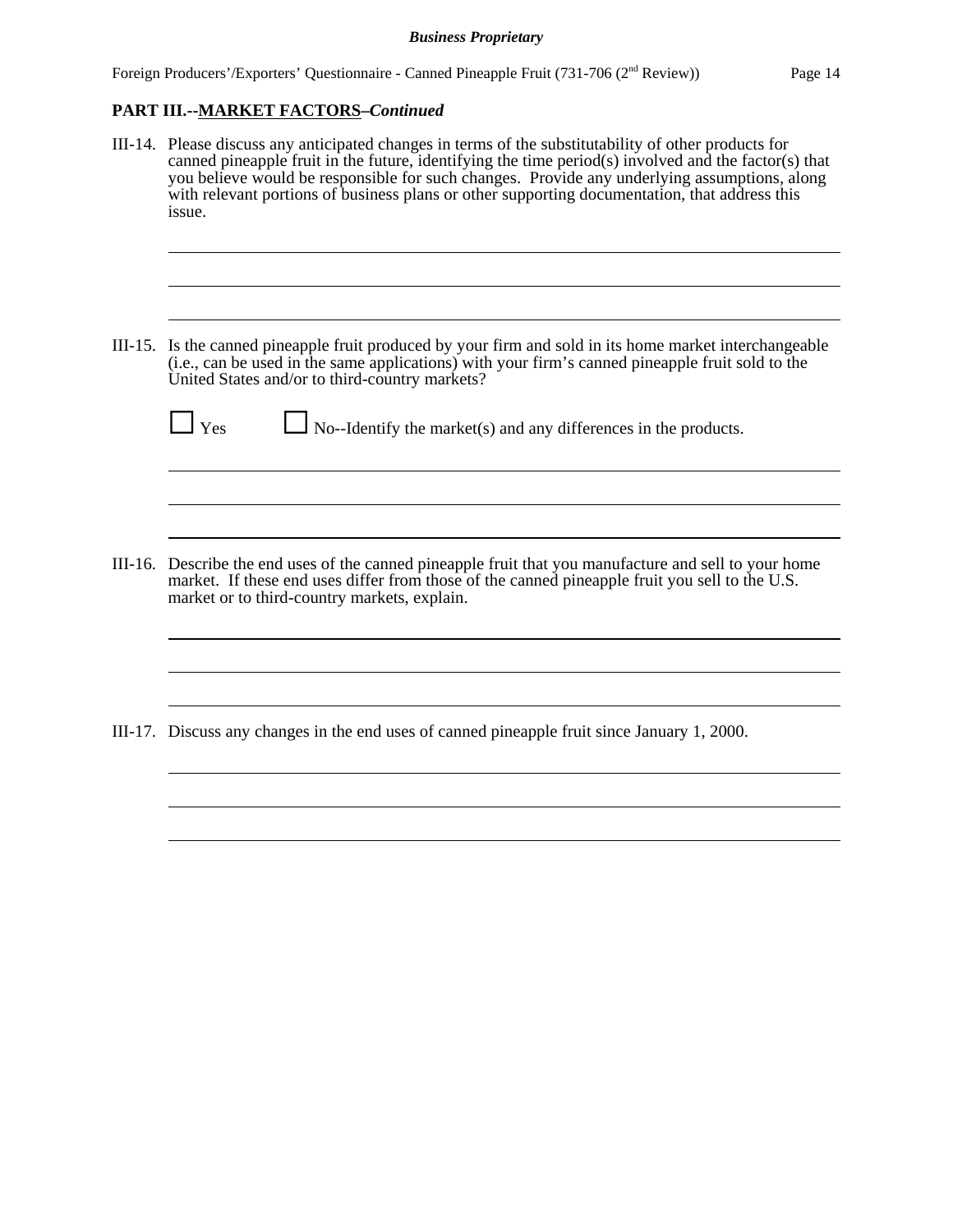## PART III.--MARKET FACTORS–*Continued*

III-14. Please discuss any anticipated changes in terms of the substitutability of other products for canned pineapple fruit in the future, identifying the time period(s) involved and the factor(s) that you believe would be responsible for such changes. Provide any underlying assumptions, along with relevant portions of business plans or other supporting documentation, that address this issue.

III-15. Is the canned pineapple fruit produced by your firm and sold in its home market interchangeable (i.e., can be used in the same applications) with your firm's canned pineapple fruit sold to the United States and/or to third-country markets?

☐ Yes ☐ No--Identify the market(s) and any differences in the products.

III-16. Describe the end uses of the canned pineapple fruit that you manufacture and sell to your home market. If these end uses differ from those of the canned pineapple fruit you sell to the U.S. market or to third-country markets, explain.

III-17. Discuss any changes in the end uses of canned pineapple fruit since January 1, 2000.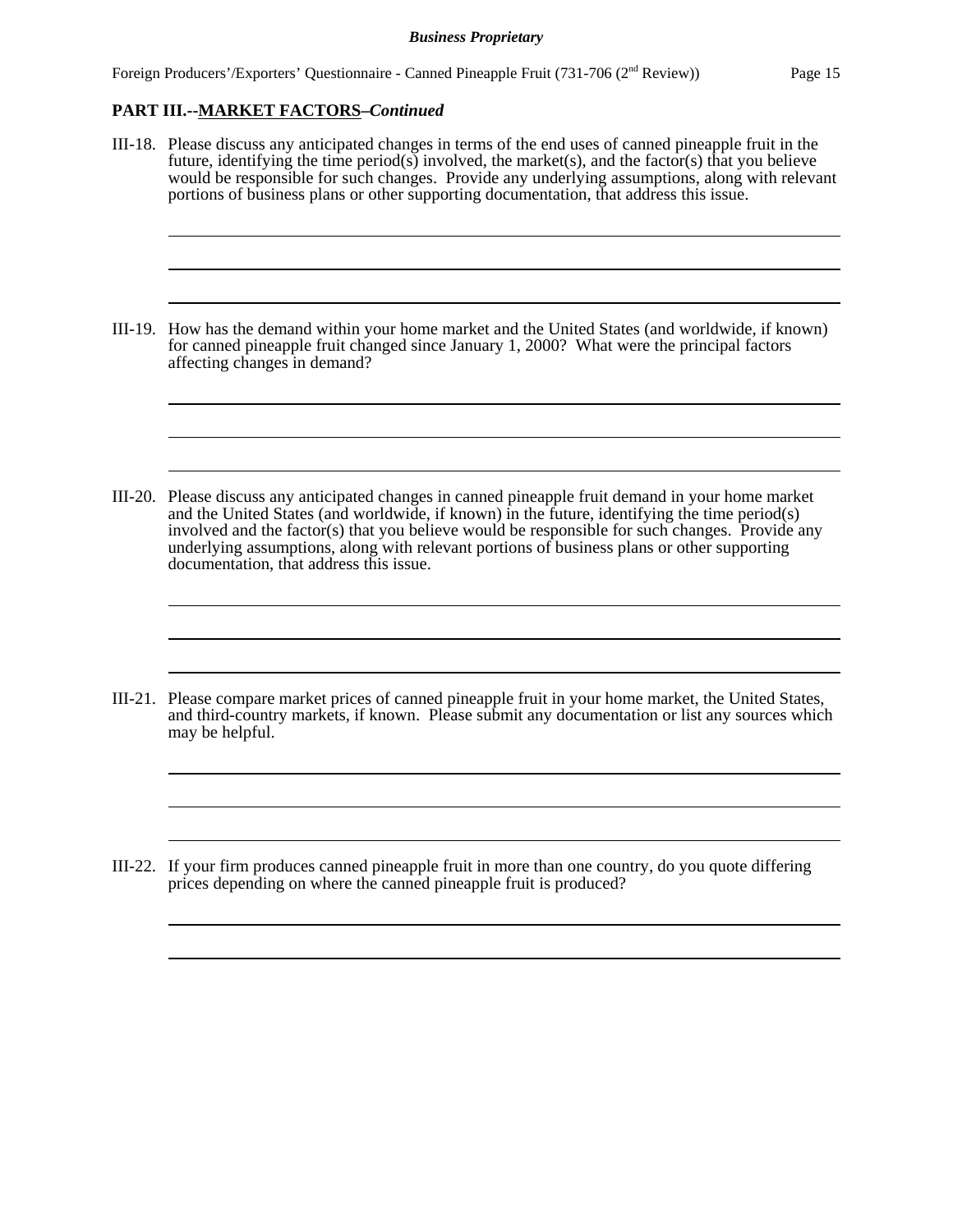## PART III.--MARKET FACTORS–*Continued*

III-18. Please discuss any anticipated changes in terms of the end uses of canned pineapple fruit in the future, identifying the time period(s) involved, the market(s), and the factor(s) that you believe would be responsible for such changes. Provide any underlying assumptions, along with relevant portions of business plans or other supporting documentation, that address this issue.

III-19. How has the demand within your home market and the United States (and worldwide, if known) for canned pineapple fruit changed since January 1, 2000? What were the principal factors affecting changes in demand?

III-20. Please discuss any anticipated changes in canned pineapple fruit demand in your home market and the United States (and worldwide, if known) in the future, identifying the time period(s) involved and the factor(s) that you believe would be responsible for such changes. Provide any underlying assumptions, along with relevant portions of business plans or other supporting documentation, that address this issue.

III-21. Please compare market prices of canned pineapple fruit in your home market, the United States, and third-country markets, if known. Please submit any documentation or list any sources which may be helpful.

III-22. If your firm produces canned pineapple fruit in more than one country, do you quote differing prices depending on where the canned pineapple fruit is produced?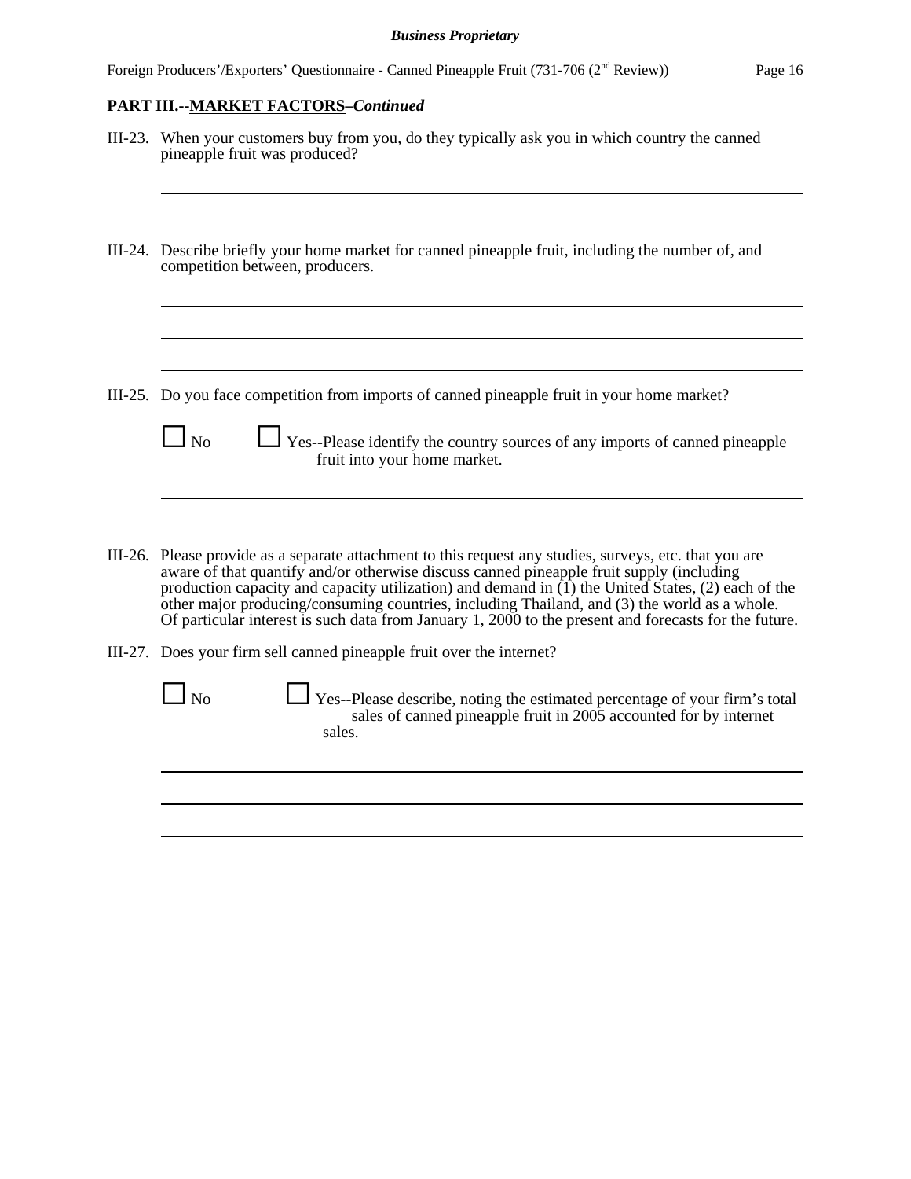**PART III.--MARKET FACTORS–*Continued***

III-23. When your customers buy from you, do they typically ask you in which country the canned pineapple fruit was produced?

\_\_\_\_\_\_\_\_\_\_\_\_\_\_\_\_\_\_\_\_\_\_\_\_\_\_\_\_\_\_\_\_\_\_\_\_\_\_\_\_\_\_\_\_\_\_\_\_\_\_\_\_\_\_\_\_\_\_\_\_\_\_\_\_\_\_\_\_\_\_\_\_\_\_\_\_\_\_

\_\_\_\_\_\_\_\_\_\_\_\_\_\_\_\_\_\_\_\_\_\_\_\_\_\_\_\_\_\_\_\_\_\_\_\_\_\_\_\_\_\_\_\_\_\_\_\_\_\_\_\_\_\_\_\_\_\_\_\_\_\_\_\_\_\_\_\_\_\_\_\_\_\_\_\_\_\_

III-24. Describe briefly your home market for canned pineapple fruit, including the number of, and competition between, producers.

\_\_\_\_\_\_\_\_\_\_\_\_\_\_\_\_\_\_\_\_\_\_\_\_\_\_\_\_\_\_\_\_\_\_\_\_\_\_\_\_\_\_\_\_\_\_\_\_\_\_\_\_\_\_\_\_\_\_\_\_\_\_\_\_\_\_\_\_\_\_\_\_\_\_\_\_\_\_

\_\_\_\_\_\_\_\_\_\_\_\_\_\_\_\_\_\_\_\_\_\_\_\_\_\_\_\_\_\_\_\_\_\_\_\_\_\_\_\_\_\_\_\_\_\_\_\_\_\_\_\_\_\_\_\_\_\_\_\_\_\_\_\_\_\_\_\_\_\_\_\_\_\_\_\_\_\_

\_\_\_\_\_\_\_\_\_\_\_\_\_\_\_\_\_\_\_\_\_\_\_\_\_\_\_\_\_\_\_\_\_\_\_\_\_\_\_\_\_\_\_\_\_\_\_\_\_\_\_\_\_\_\_\_\_\_\_\_\_\_\_\_\_\_\_\_\_\_\_\_\_\_\_\_\_\_

III-25. Do you face competition from imports of canned pineapple fruit in your home market?

☐ No ☐ Yes--Please identify the country sources of any imports of canned pineapple fruit into your home market.

\_\_\_\_\_\_\_\_\_\_\_\_\_\_\_\_\_\_\_\_\_\_\_\_\_\_\_\_\_\_\_\_\_\_\_\_\_\_\_\_\_\_\_\_\_\_\_\_\_\_\_\_\_\_\_\_\_\_\_\_\_\_\_\_\_\_\_\_\_\_\_\_\_\_\_\_\_\_

\_\_\_\_\_\_\_\_\_\_\_\_\_\_\_\_\_\_\_\_\_\_\_\_\_\_\_\_\_\_\_\_\_\_\_\_\_\_\_\_\_\_\_\_\_\_\_\_\_\_\_\_\_\_\_\_\_\_\_\_\_\_\_\_\_\_\_\_\_\_\_\_\_\_\_\_\_\_

III-26. Please provide as a separate attachment to this request any studies, surveys, etc. that you are aware of that quantify and/or otherwise discuss canned pineapple fruit supply (including production capacity and capacity utilization) and demand in (1) the United States, (2) each of the other major producing/consuming countries, including Thailand, and (3) the world as a whole. Of particular interest is such data from January 1, 2000 to the present and forecasts for the future.

III-27. Does your firm sell canned pineapple fruit over the internet?

☐ No ☐ Yes--Please describe, noting the estimated percentage of your firm's total sales of canned pineapple fruit in 2005 accounted for by internet sales.

\_\_\_\_\_\_\_\_\_\_\_\_\_\_\_\_\_\_\_\_\_\_\_\_\_\_\_\_\_\_\_\_\_\_\_\_\_\_\_\_\_\_\_\_\_\_\_\_\_\_\_\_\_\_\_\_\_\_\_\_\_\_\_\_\_\_\_\_\_\_\_\_\_\_\_\_\_\_

\_\_\_\_\_\_\_\_\_\_\_\_\_\_\_\_\_\_\_\_\_\_\_\_\_\_\_\_\_\_\_\_\_\_\_\_\_\_\_\_\_\_\_\_\_\_\_\_\_\_\_\_\_\_\_\_\_\_\_\_\_\_\_\_\_\_\_\_\_\_\_\_\_\_\_\_\_\_

\_\_\_\_\_\_\_\_\_\_\_\_\_\_\_\_\_\_\_\_\_\_\_\_\_\_\_\_\_\_\_\_\_\_\_\_\_\_\_\_\_\_\_\_\_\_\_\_\_\_\_\_\_\_\_\_\_\_\_\_\_\_\_\_\_\_\_\_\_\_\_\_\_\_\_\_\_\_